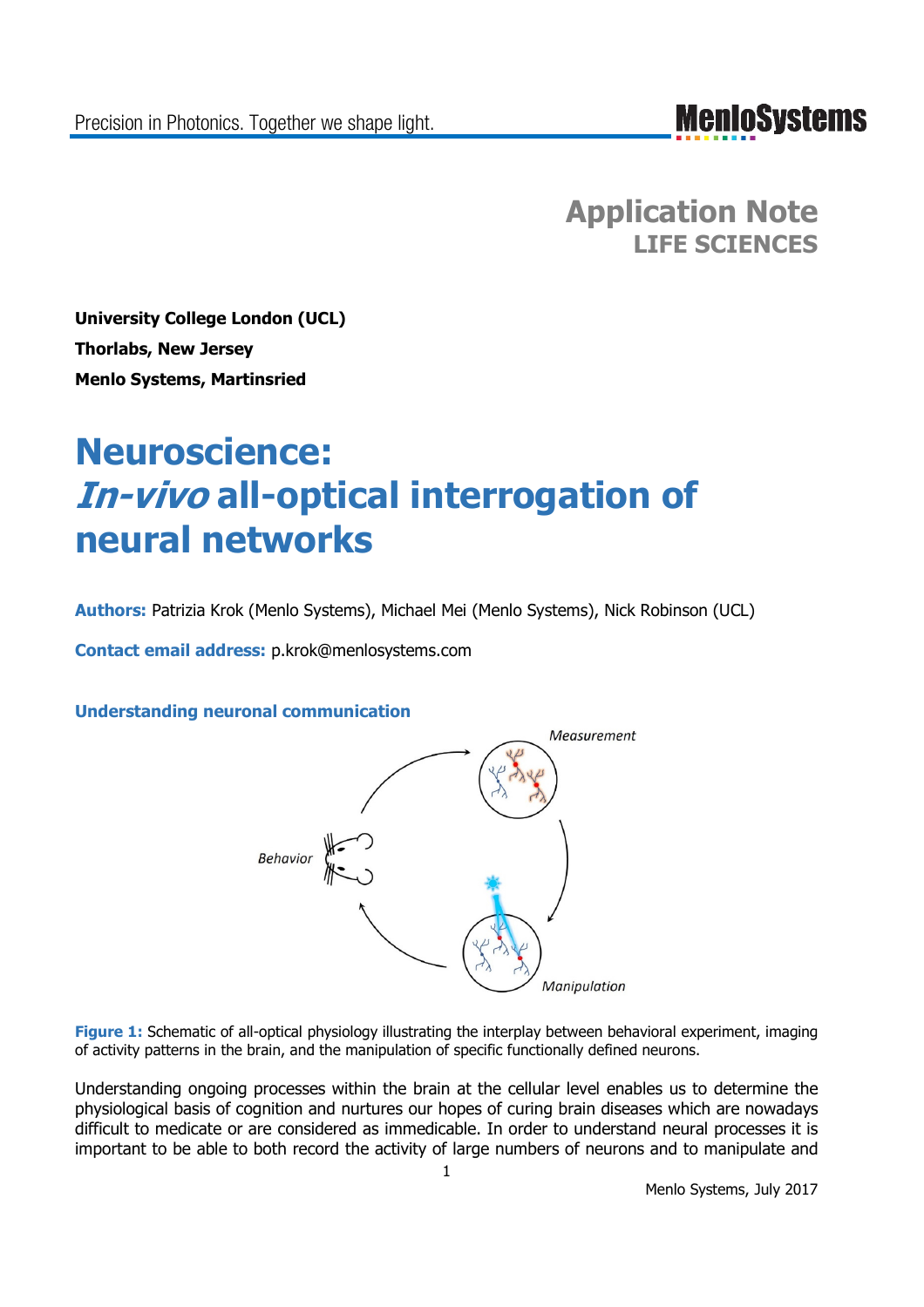# Application Note
## LIFE SCIENCES

**University College London (UCL)**
**Thorlabs, New Jersey**
**Menlo Systems, Martinsried**

# Neuroscience: *In-vivo* all-optical interrogation of neural networks

**Authors:** Patrizia Krok (Menlo Systems), Michael Mei (Menlo Systems), Nick Robinson (UCL)

**Contact email address:** p.krok@menlosystems.com

## Understanding neuronal communication

**Figure 1:** Schematic of all-optical physiology illustrating the interplay between behavioral experiment, imaging of activity patterns in the brain, and the manipulation of specific functionally defined neurons.

Understanding ongoing processes within the brain at the cellular level enables us to determine the physiological basis of cognition and nurtures our hopes of curing brain diseases which are nowadays difficult to medicate or are considered as immedicable. In order to understand neural processes it is important to be able to both record the activity of large numbers of neurons and to manipulate and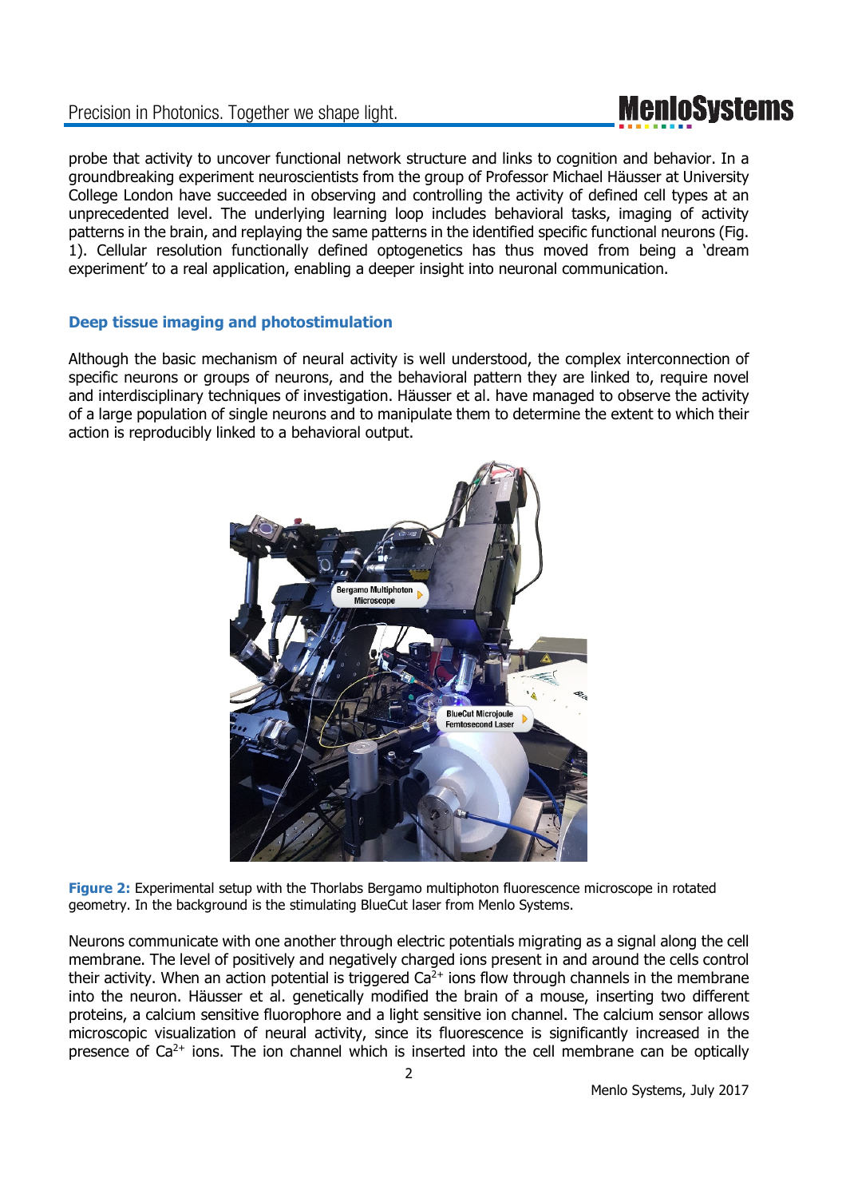probe that activity to uncover functional network structure and links to cognition and behavior. In a groundbreaking experiment neuroscientists from the group of Professor Michael Häusser at University College London have succeeded in observing and controlling the activity of defined cell types at an unprecedented level. The underlying learning loop includes behavioral tasks, imaging of activity patterns in the brain, and replaying the same patterns in the identified specific functional neurons (Fig. 1). Cellular resolution functionally defined optogenetics has thus moved from being a 'dream experiment' to a real application, enabling a deeper insight into neuronal communication.

## Deep tissue imaging and photostimulation

Although the basic mechanism of neural activity is well understood, the complex interconnection of specific neurons or groups of neurons, and the behavioral pattern they are linked to, require novel and interdisciplinary techniques of investigation. Häusser et al. have managed to observe the activity of a large population of single neurons and to manipulate them to determine the extent to which their action is reproducibly linked to a behavioral output.

**Figure 2:** Experimental setup with the Thorlabs Bergamo multiphoton fluorescence microscope in rotated geometry. In the background is the stimulating BlueCut laser from Menlo Systems.

Neurons communicate with one another through electric potentials migrating as a signal along the cell membrane. The level of positively and negatively charged ions present in and around the cells control their activity. When an action potential is triggered $Ca^{2+}$ ions flow through channels in the membrane into the neuron. Häusser et al. genetically modified the brain of a mouse, inserting two different proteins, a calcium sensitive fluorophore and a light sensitive ion channel. The calcium sensor allows microscopic visualization of neural activity, since its fluorescence is significantly increased in the presence of $Ca^{2+}$ ions. The ion channel which is inserted into the cell membrane can be optically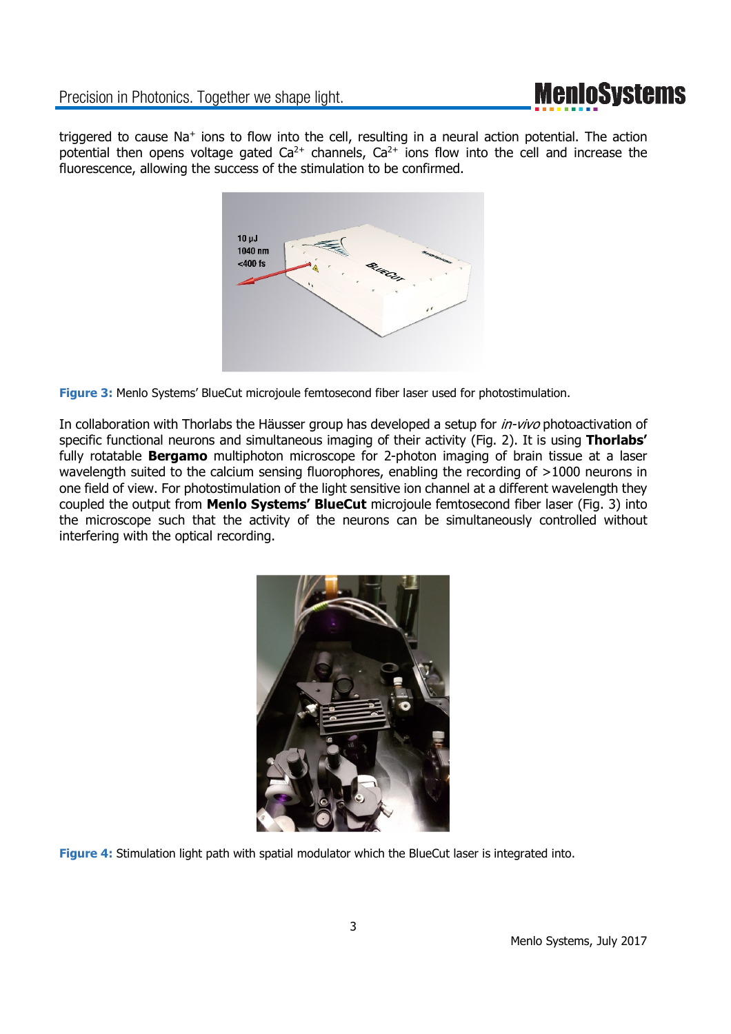triggered to cause $Na^{+}$ ions to flow into the cell, resulting in a neural action potential. The action potential then opens voltage gated $Ca^{2+}$ channels, $Ca^{2+}$ ions flow into the cell and increase the fluorescence, allowing the success of the stimulation to be confirmed.

**Figure 3:** Menlo Systems' BlueCut microjoule femtosecond fiber laser used for photostimulation.

In collaboration with Thorlabs the Häusser group has developed a setup for *in-vivo* photoactivation of specific functional neurons and simultaneous imaging of their activity (Fig. 2). It is using **Thorlabs'** fully rotatable **Bergamo** multiphoton microscope for 2-photon imaging of brain tissue at a laser wavelength suited to the calcium sensing fluorophores, enabling the recording of >1000 neurons in one field of view. For photostimulation of the light sensitive ion channel at a different wavelength they coupled the output from **Menlo Systems' BlueCut** microjoule femtosecond fiber laser (Fig. 3) into the microscope such that the activity of the neurons can be simultaneously controlled without interfering with the optical recording.

**Figure 4:** Stimulation light path with spatial modulator which the BlueCut laser is integrated into.

Menlo Systems, July 2017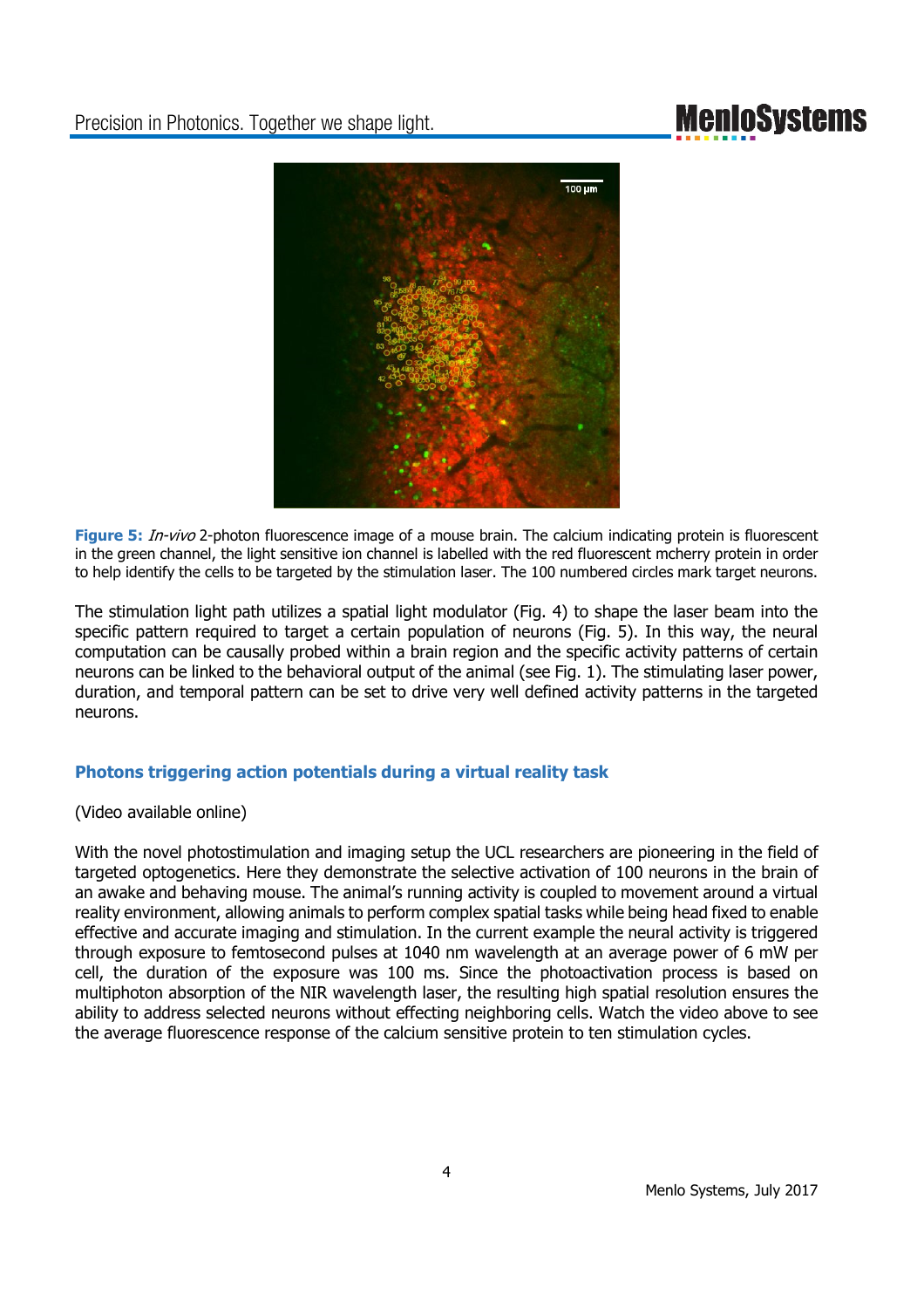**Figure 5:** *In-vivo* 2-photon fluorescence image of a mouse brain. The calcium indicating protein is fluorescent in the green channel, the light sensitive ion channel is labelled with the red fluorescent mcherry protein in order to help identify the cells to be targeted by the stimulation laser. The 100 numbered circles mark target neurons.

The stimulation light path utilizes a spatial light modulator (Fig. 4) to shape the laser beam into the specific pattern required to target a certain population of neurons (Fig. 5). In this way, the neural computation can be causally probed within a brain region and the specific activity patterns of certain neurons can be linked to the behavioral output of the animal (see Fig. 1). The stimulating laser power, duration, and temporal pattern can be set to drive very well defined activity patterns in the targeted neurons.

## Photons triggering action potentials during a virtual reality task

(Video available online)

With the novel photostimulation and imaging setup the UCL researchers are pioneering in the field of targeted optogenetics. Here they demonstrate the selective activation of 100 neurons in the brain of an awake and behaving mouse. The animal's running activity is coupled to movement around a virtual reality environment, allowing animals to perform complex spatial tasks while being head fixed to enable effective and accurate imaging and stimulation. In the current example the neural activity is triggered through exposure to femtosecond pulses at 1040 nm wavelength at an average power of 6 mW per cell, the duration of the exposure was 100 ms. Since the photoactivation process is based on multiphoton absorption of the NIR wavelength laser, the resulting high spatial resolution ensures the ability to address selected neurons without effecting neighboring cells. Watch the video above to see the average fluorescence response of the calcium sensitive protein to ten stimulation cycles.

Menlo Systems, July 2017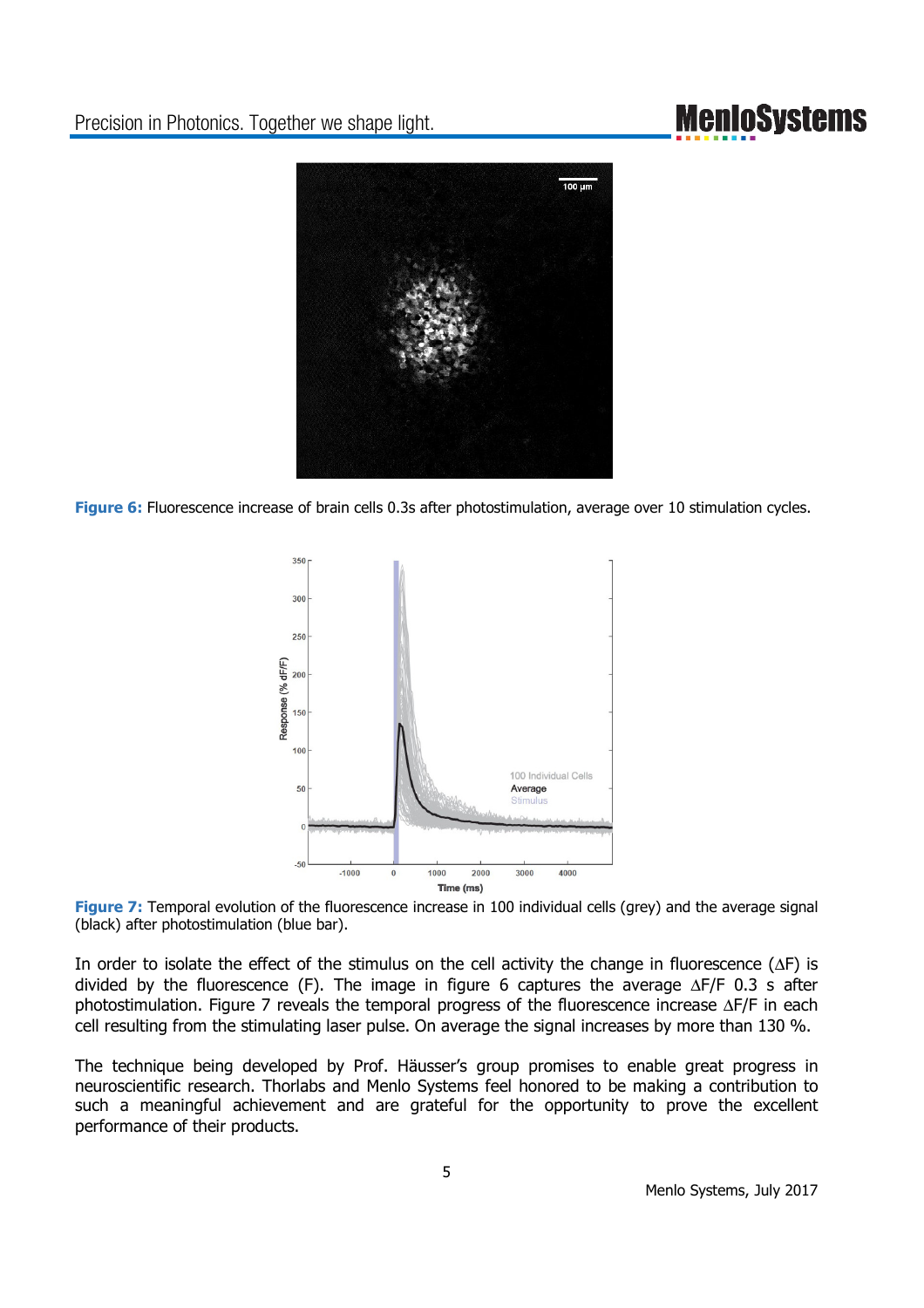**Figure 6:** Fluorescence increase of brain cells 0.3s after photostimulation, average over 10 stimulation cycles.

**Figure 7:** Temporal evolution of the fluorescence increase in 100 individual cells (grey) and the average signal (black) after photostimulation (blue bar).

In order to isolate the effect of the stimulus on the cell activity the change in fluorescence ($\Delta F$) is divided by the fluorescence (F). The image in figure 6 captures the average $\Delta F/F$ 0.3 s after photostimulation. Figure 7 reveals the temporal progress of the fluorescence increase $\Delta F/F$ in each cell resulting from the stimulating laser pulse. On average the signal increases by more than 130 %.

The technique being developed by Prof. Häusser's group promises to enable great progress in neuroscientific research. Thorlabs and Menlo Systems feel honored to be making a contribution to such a meaningful achievement and are grateful for the opportunity to prove the excellent performance of their products.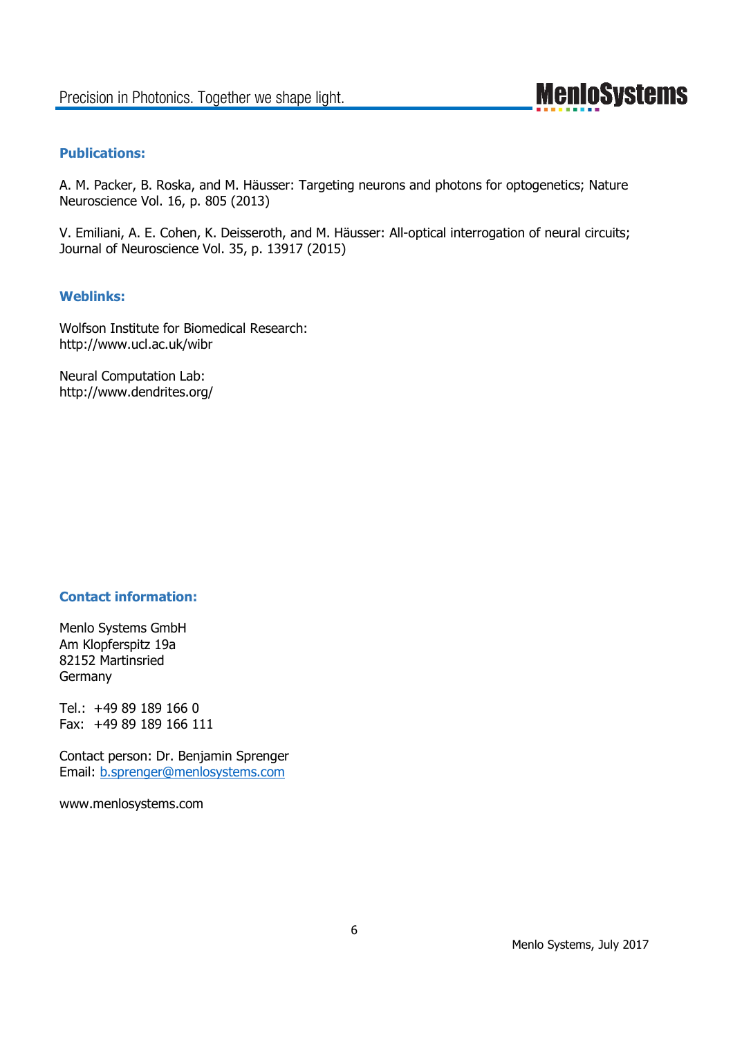### Publications:

A. M. Packer, B. Roska, and M. Häusser: Targeting neurons and photons for optogenetics; Nature Neuroscience Vol. 16, p. 805 (2013)

V. Emiliani, A. E. Cohen, K. Deisseroth, and M. Häusser: All-optical interrogation of neural circuits; Journal of Neuroscience Vol. 35, p. 13917 (2015)

### Weblinks:

Wolfson Institute for Biomedical Research:
http://www.ucl.ac.uk/wibr

Neural Computation Lab:
http://www.dendrites.org/

### Contact information:

Menlo Systems GmbH
Am Klopferspitz 19a
82152 Martinsried
Germany

Tel.: +49 89 189 166 0
Fax: +49 89 189 166 111

Contact person: Dr. Benjamin Sprenger
Email: b.sprenger@menlosystems.com

www.menlosystems.com